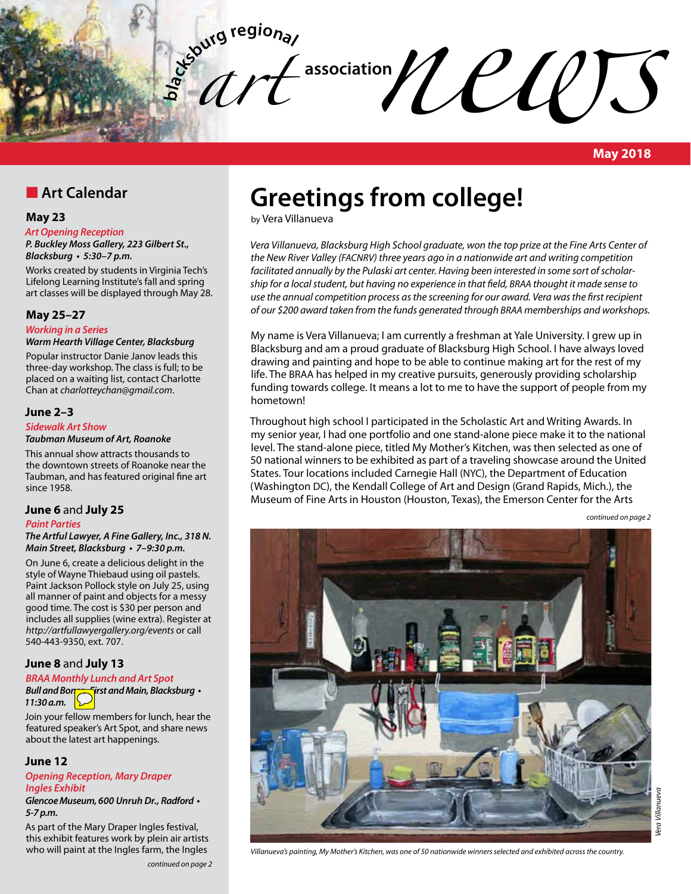# blacksburg regional art association news

**May 2018**

## Art Calendar

### May 23

*Art Opening Reception*

***P. Buckley Moss Gallery, 223 Gilbert St., Blacksburg • 5:30–7 p.m.***

Works created by students in Virginia Tech's Lifelong Learning Institute's fall and spring art classes will be displayed through May 28.

### May 25–27

*Working in a Series*

***Warm Hearth Village Center, Blacksburg***

Popular instructor Danie Janov leads this three-day workshop. The class is full; to be placed on a waiting list, contact Charlotte Chan at *charlotteychan@gmail.com*.

### June 2–3

*Sidewalk Art Show*

***Taubman Museum of Art, Roanoke***

This annual show attracts thousands to the downtown streets of Roanoke near the Taubman, and has featured original fine art since 1958.

### June 6 and July 25

*Paint Parties*

***The Artful Lawyer, A Fine Gallery, Inc., 318 N. Main Street, Blacksburg • 7–9:30 p.m.***

On June 6, create a delicious delight in the style of Wayne Thiebaud using oil pastels. Paint Jackson Pollock style on July 25, using all manner of paint and objects for a messy good time. The cost is $30 per person and includes all supplies (wine extra). Register at *http://artfullawyergallery.org/events* or call 540-443-9350, ext. 707.

### June 8 and July 13

*BRAA Monthly Lunch and Art Spot*

***Bull and Bones, First and Main, Blacksburg • 11:30 a.m.***

Join your fellow members for lunch, hear the featured speaker's Art Spot, and share news about the latest art happenings.

### June 12

*Opening Reception, Mary Draper Ingles Exhibit*

***Glencoe Museum, 600 Unruh Dr., Radford • 5-7 p.m.***

As part of the Mary Draper Ingles festival, this exhibit features work by plein air artists who will paint at the Ingles farm, the Ingles

*continued on page 2*

# Greetings from college!

by Vera Villanueva

*Vera Villanueva, Blacksburg High School graduate, won the top prize at the Fine Arts Center of the New River Valley (FACNRV) three years ago in a nationwide art and writing competition facilitated annually by the Pulaski art center. Having been interested in some sort of scholarship for a local student, but having no experience in that field, BRAA thought it made sense to use the annual competition process as the screening for our award. Vera was the first recipient of our $200 award taken from the funds generated through BRAA memberships and workshops.*

My name is Vera Villanueva; I am currently a freshman at Yale University. I grew up in Blacksburg and am a proud graduate of Blacksburg High School. I have always loved drawing and painting and hope to be able to continue making art for the rest of my life. The BRAA has helped in my creative pursuits, generously providing scholarship funding towards college. It means a lot to me to have the support of people from my hometown!

Throughout high school I participated in the Scholastic Art and Writing Awards. In my senior year, I had one portfolio and one stand-alone piece make it to the national level. The stand-alone piece, titled My Mother's Kitchen, was then selected as one of 50 national winners to be exhibited as part of a traveling showcase around the United States. Tour locations included Carnegie Hall (NYC), the Department of Education (Washington DC), the Kendall College of Art and Design (Grand Rapids, Mich.), the Museum of Fine Arts in Houston (Houston, Texas), the Emerson Center for the Arts

*continued on page 2*

*Vera Villanueva*

*Villanueva's painting, My Mother's Kitchen, was one of 50 nationwide winners selected and exhibited across the country.*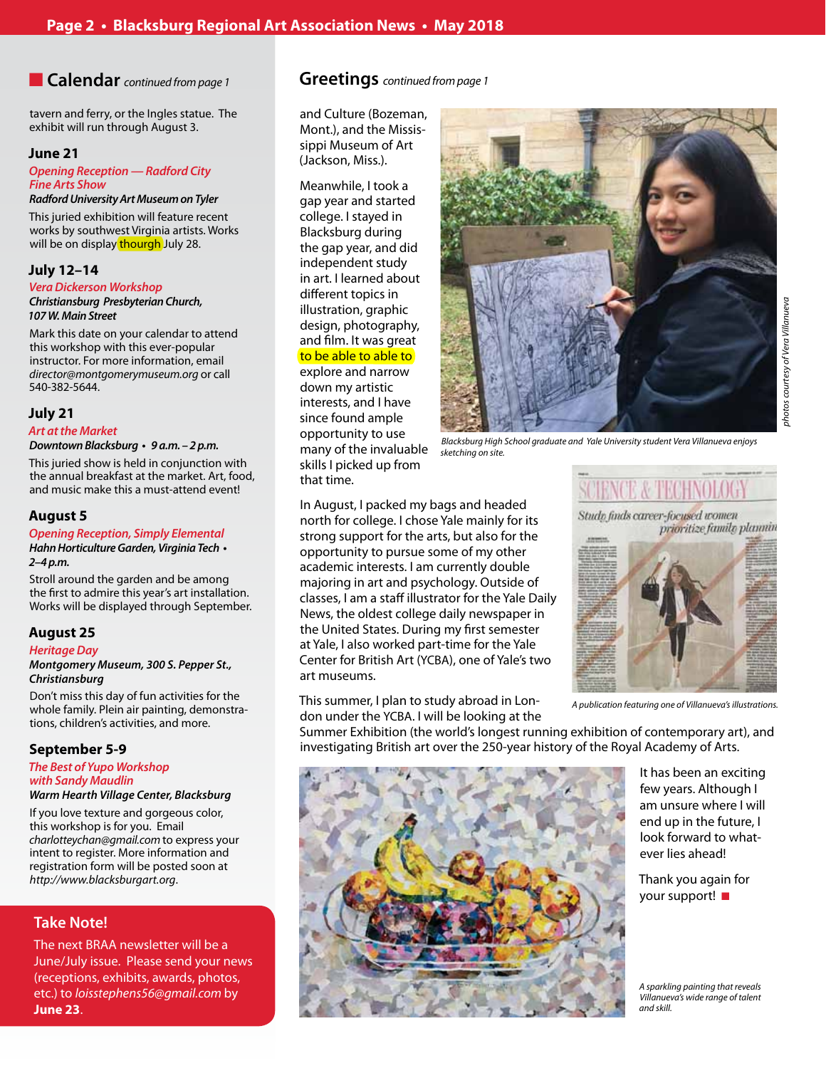## Calendar *continued from page 1*

tavern and ferry, or the Ingles statue. The exhibit will run through August 3.

### June 21

*Opening Reception — Radford City Fine Arts Show*

***Radford University Art Museum on Tyler***

This juried exhibition will feature recent works by southwest Virginia artists. Works will be on display thourgh July 28.

### July 12–14

*Vera Dickerson Workshop*

***Christiansburg Presbyterian Church, 107 W. Main Street***

Mark this date on your calendar to attend this workshop with this ever-popular instructor. For more information, email *director@montgomerymuseum.org* or call 540-382-5644.

### July 21

*Art at the Market*

***Downtown Blacksburg • 9 a.m. – 2 p.m.***

This juried show is held in conjunction with the annual breakfast at the market. Art, food, and music make this a must-attend event!

### August 5

*Opening Reception, Simply Elemental*

***Hahn Horticulture Garden, Virginia Tech • 2–4 p.m.***

Stroll around the garden and be among the first to admire this year's art installation. Works will be displayed through September.

### August 25

*Heritage Day*

***Montgomery Museum, 300 S. Pepper St., Christiansburg***

Don't miss this day of fun activities for the whole family. Plein air painting, demonstrations, children's activities, and more.

### September 5-9

*The Best of Yupo Workshop with Sandy Maudlin*

***Warm Hearth Village Center, Blacksburg***

If you love texture and gorgeous color, this workshop is for you. Email *charlotteychan@gmail.com* to express your intent to register. More information and registration form will be posted soon at *http://www.blacksburgart.org*.

### Take Note!

The next BRAA newsletter will be a June/July issue. Please send your news (receptions, exhibits, awards, photos, etc.) to *loisstephens56@gmail.com* by **June 23**.

## Greetings *continued from page 1*

and Culture (Bozeman, Mont.), and the Mississippi Museum of Art (Jackson, Miss.).

Meanwhile, I took a gap year and started college. I stayed in Blacksburg during the gap year, and did independent study in art. I learned about different topics in illustration, graphic design, photography, and film. It was great to be able to able to explore and narrow down my artistic interests, and I have since found ample opportunity to use many of the invaluable skills I picked up from that time.

*Blacksburg High School graduate and Yale University student Vera Villanueva enjoys sketching on site.*

*photos courtesy of Vera Villanueva*

In August, I packed my bags and headed north for college. I chose Yale mainly for its strong support for the arts, but also for the opportunity to pursue some of my other academic interests. I am currently double majoring in art and psychology. Outside of classes, I am a staff illustrator for the Yale Daily News, the oldest college daily newspaper in the United States. During my first semester at Yale, I also worked part-time for the Yale Center for British Art (YCBA), one of Yale's two art museums.

*A publication featuring one of Villanueva's illustrations.*

This summer, I plan to study abroad in London under the YCBA. I will be looking at the Summer Exhibition (the world's longest running exhibition of contemporary art), and investigating British art over the 250-year history of the Royal Academy of Arts.

It has been an exciting few years. Although I am unsure where I will end up in the future, I look forward to whatever lies ahead!

Thank you again for your support! ■

*A sparkling painting that reveals Villanueva's wide range of talent and skill.*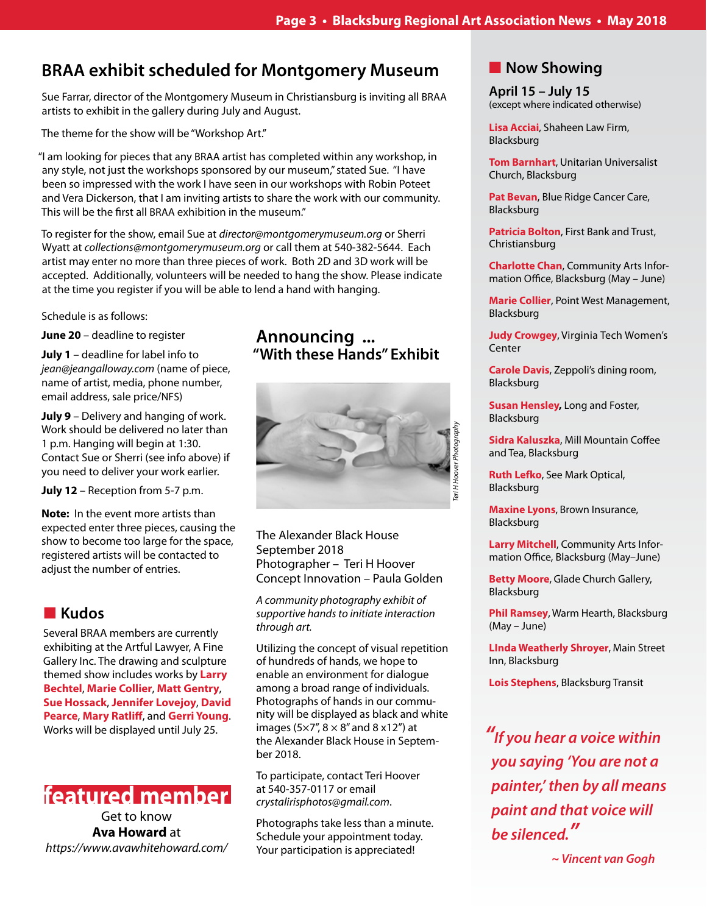## BRAA exhibit scheduled for Montgomery Museum

Sue Farrar, director of the Montgomery Museum in Christiansburg is inviting all BRAA artists to exhibit in the gallery during July and August.

The theme for the show will be "Workshop Art."

"I am looking for pieces that any BRAA artist has completed within any workshop, in any style, not just the workshops sponsored by our museum," stated Sue. "I have been so impressed with the work I have seen in our workshops with Robin Poteet and Vera Dickerson, that I am inviting artists to share the work with our community. This will be the first all BRAA exhibition in the museum."

To register for the show, email Sue at *director@montgomerymuseum.org* or Sherri Wyatt at *collections@montgomerymuseum.org* or call them at 540-382-5644. Each artist may enter no more than three pieces of work. Both 2D and 3D work will be accepted. Additionally, volunteers will be needed to hang the show. Please indicate at the time you register if you will be able to lend a hand with hanging.

Schedule is as follows:

**June 20** – deadline to register

**July 1** – deadline for label info to *jean@jeangalloway.com* (name of piece, name of artist, media, phone number, email address, sale price/NFS)

**July 9** – Delivery and hanging of work. Work should be delivered no later than 1 p.m. Hanging will begin at 1:30. Contact Sue or Sherri (see info above) if you need to deliver your work earlier.

**July 12** – Reception from 5-7 p.m.

**Note:** In the event more artists than expected enter three pieces, causing the show to become too large for the space, registered artists will be contacted to adjust the number of entries.

## Kudos

Several BRAA members are currently exhibiting at the Artful Lawyer, A Fine Gallery Inc. The drawing and sculpture themed show includes works by **Larry Bechtel**, **Marie Collier**, **Matt Gentry**, **Sue Hossack**, **Jennifer Lovejoy**, **David Pearce**, **Mary Ratliff**, and **Gerri Young**. Works will be displayed until July 25.

## featured member

Get to know
**Ava Howard** at
*https://www.avawhitehoward.com/*

## Announcing ... "With these Hands" Exhibit

*Teri H Hoover Photography*

The Alexander Black House
September 2018
Photographer – Teri H Hoover
Concept Innovation – Paula Golden

*A community photography exhibit of supportive hands to initiate interaction through art.*

Utilizing the concept of visual repetition of hundreds of hands, we hope to enable an environment for dialogue among a broad range of individuals. Photographs of hands in our community will be displayed as black and white images (5×7", 8 × 8" and 8 x12") at the Alexander Black House in September 2018.

To participate, contact Teri Hoover at 540-357-0117 or email *crystalirisphotos@gmail.com*.

Photographs take less than a minute. Schedule your appointment today. Your participation is appreciated!

## Now Showing

### April 15 – July 15
(except where indicated otherwise)

**Lisa Acciai**, Shaheen Law Firm, Blacksburg

**Tom Barnhart**, Unitarian Universalist Church, Blacksburg

**Pat Bevan**, Blue Ridge Cancer Care, Blacksburg

**Patricia Bolton**, First Bank and Trust, Christiansburg

**Charlotte Chan**, Community Arts Information Office, Blacksburg (May – June)

**Marie Collier**, Point West Management, Blacksburg

**Judy Crowgey**, Virginia Tech Women's Center

**Carole Davis**, Zeppoli's dining room, Blacksburg

**Susan Hensley**, Long and Foster, Blacksburg

**Sidra Kaluszka**, Mill Mountain Coffee and Tea, Blacksburg

**Ruth Lefko**, See Mark Optical, Blacksburg

**Maxine Lyons**, Brown Insurance, Blacksburg

**Larry Mitchell**, Community Arts Information Office, Blacksburg (May–June)

**Betty Moore**, Glade Church Gallery, Blacksburg

**Phil Ramsey**, Warm Hearth, Blacksburg (May – June)

**LInda Weatherly Shroyer**, Main Street Inn, Blacksburg

**Lois Stephens**, Blacksburg Transit

*"If you hear a voice within you saying 'You are not a painter,' then by all means paint and that voice will be silenced."*

*~ Vincent van Gogh*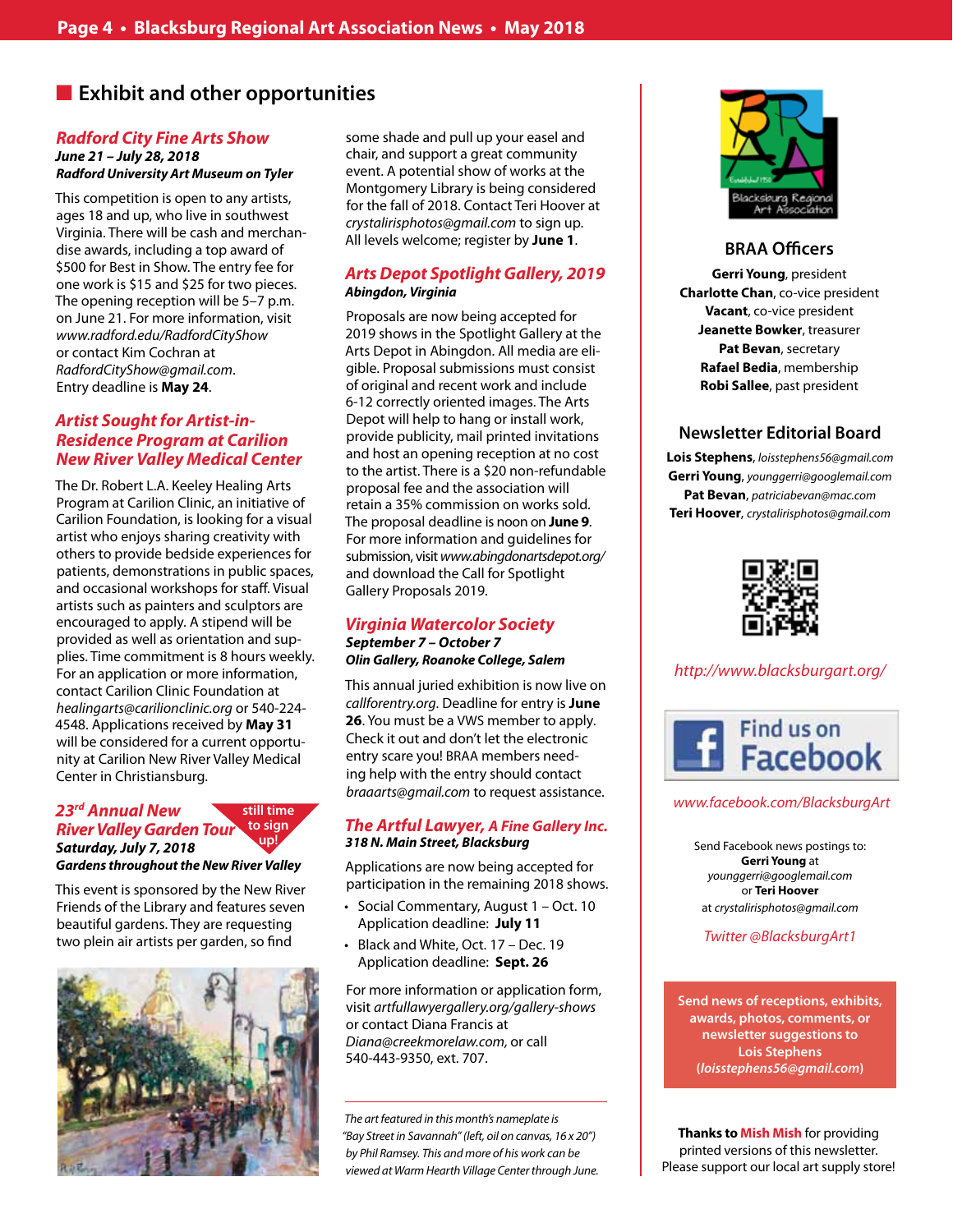## Exhibit and other opportunities

### *Radford City Fine Arts Show*

***June 21 – July 28, 2018***
***Radford University Art Museum on Tyler***

This competition is open to any artists, ages 18 and up, who live in southwest Virginia. There will be cash and merchandise awards, including a top award of $500 for Best in Show. The entry fee for one work is $15 and $25 for two pieces. The opening reception will be 5–7 p.m. on June 21. For more information, visit *www.radford.edu/RadfordCityShow* or contact Kim Cochran at *RadfordCityShow@gmail.com*. Entry deadline is **May 24**.

### *Artist Sought for Artist-in-Residence Program at Carilion New River Valley Medical Center*

The Dr. Robert L.A. Keeley Healing Arts Program at Carilion Clinic, an initiative of Carilion Foundation, is looking for a visual artist who enjoys sharing creativity with others to provide bedside experiences for patients, demonstrations in public spaces, and occasional workshops for staff. Visual artists such as painters and sculptors are encouraged to apply. A stipend will be provided as well as orientation and supplies. Time commitment is 8 hours weekly. For an application or more information, contact Carilion Clinic Foundation at *healingarts@carilionclinic.org* or 540-224-4548. Applications received by **May 31** will be considered for a current opportunity at Carilion New River Valley Medical Center in Christiansburg.

### *23rd Annual New River Valley Garden Tour*

still time to sign up!

***Saturday, July 7, 2018***
***Gardens throughout the New River Valley***

This event is sponsored by the New River Friends of the Library and features seven beautiful gardens. They are requesting two plein air artists per garden, so find some shade and pull up your easel and chair, and support a great community event. A potential show of works at the Montgomery Library is being considered for the fall of 2018. Contact Teri Hoover at *crystalirisphotos@gmail.com* to sign up. All levels welcome; register by **June 1**.

### *Arts Depot Spotlight Gallery, 2019*

***Abingdon, Virginia***

Proposals are now being accepted for 2019 shows in the Spotlight Gallery at the Arts Depot in Abingdon. All media are eligible. Proposal submissions must consist of original and recent work and include 6-12 correctly oriented images. The Arts Depot will help to hang or install work, provide publicity, mail printed invitations and host an opening reception at no cost to the artist. There is a $20 non-refundable proposal fee and the association will retain a 35% commission on works sold. The proposal deadline is noon on **June 9**. For more information and guidelines for submission, visit *www.abingdonartsdepot.org/* and download the Call for Spotlight Gallery Proposals 2019.

### *Virginia Watercolor Society*

***September 7 – October 7***
***Olin Gallery, Roanoke College, Salem***

This annual juried exhibition is now live on *callforentry.org*. Deadline for entry is **June 26**. You must be a VWS member to apply. Check it out and don't let the electronic entry scare you! BRAA members needing help with the entry should contact *braaarts@gmail.com* to request assistance.

### *The Artful Lawyer, A Fine Gallery Inc.*

***318 N. Main Street, Blacksburg***

Applications are now being accepted for participation in the remaining 2018 shows.

- Social Commentary, August 1 – Oct. 10
  Application deadline: **July 11**
- Black and White, Oct. 17 – Dec. 19
  Application deadline: **Sept. 26**

For more information or application form, visit *artfullawyergallery.org/gallery-shows* or contact Diana Francis at *Diana@creekmorelaw.com*, or call 540-443-9350, ext. 707.

*The art featured in this month's nameplate is "Bay Street in Savannah" (left, oil on canvas, 16 x 20") by Phil Ramsey. This and more of his work can be viewed at Warm Hearth Village Center through June.*

---

### BRAA Officers

**Gerri Young**, president
**Charlotte Chan**, co-vice president
**Vacant**, co-vice president
**Jeanette Bowker**, treasurer
**Pat Bevan**, secretary
**Rafael Bedia**, membership
**Robi Sallee**, past president

### Newsletter Editorial Board

**Lois Stephens**, *loisstephens56@gmail.com*
**Gerri Young**, *younggerri@googlemail.com*
**Pat Bevan**, *patriciabevan@mac.com*
**Teri Hoover**, *crystalirisphotos@gmail.com*

*http://www.blacksburgart.org/*

Find us on Facebook

*www.facebook.com/BlacksburgArt*

Send Facebook news postings to:
**Gerri Young** at *younggerri@googlemail.com*
or **Teri Hoover** at *crystalirisphotos@gmail.com*

*Twitter @BlacksburgArt1*

**Send news of receptions, exhibits, awards, photos, comments, or newsletter suggestions to Lois Stephens (*loisstephens56@gmail.com*)**

**Thanks to Mish Mish** for providing printed versions of this newsletter. Please support our local art supply store!